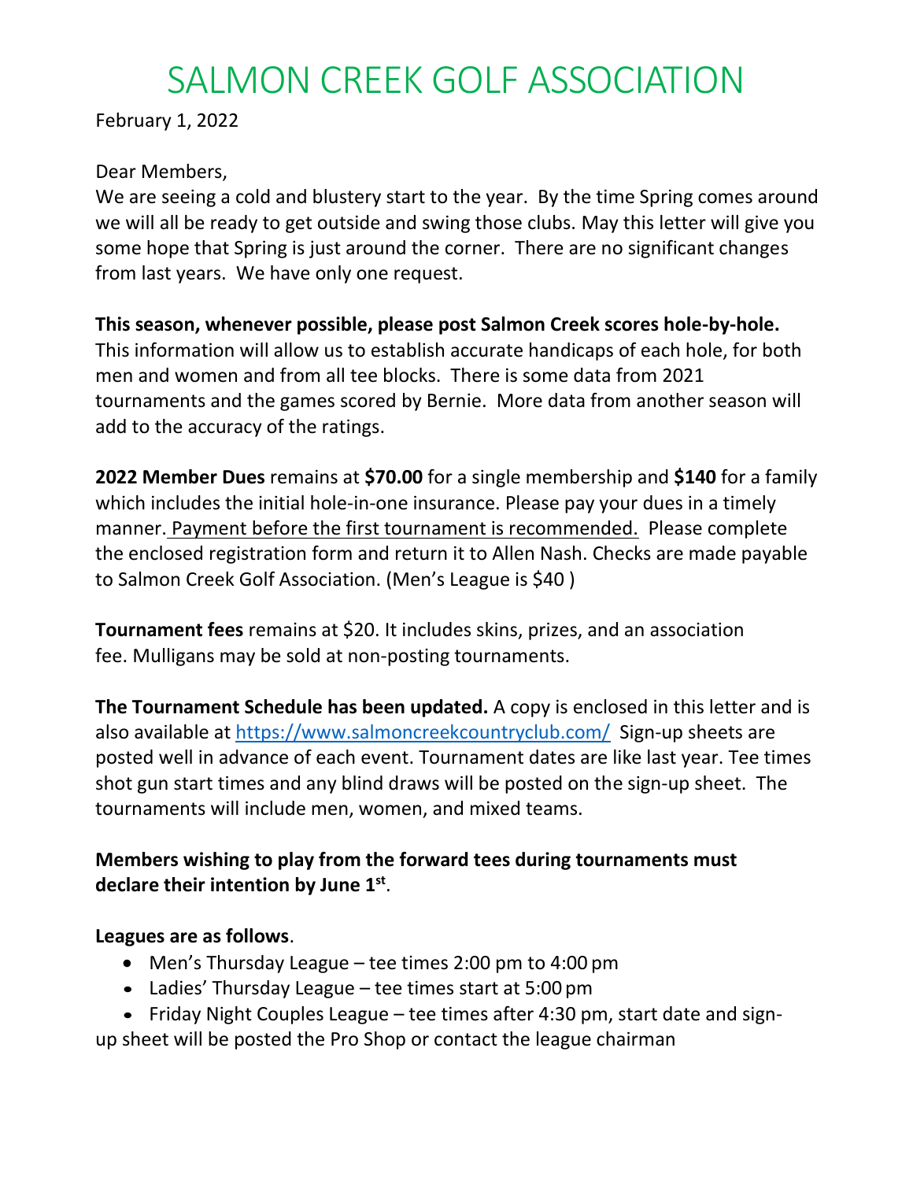# SALMON CREEK GOLF ASSOCIATION

February 1, 2022

Dear Members,

We are seeing a cold and blustery start to the year. By the time Spring comes around we will all be ready to get outside and swing those clubs. May this letter will give you some hope that Spring is just around the corner. There are no significant changes from last years. We have only one request.

**This season, whenever possible, please post Salmon Creek scores hole-by-hole.** This information will allow us to establish accurate handicaps of each hole, for both men and women and from all tee blocks. There is some data from 2021 tournaments and the games scored by Bernie. More data from another season will add to the accuracy of the ratings.

**2022 Member Dues** remains at **$70.00** for a single membership and **$140** for a family which includes the initial hole-in-one insurance. Please pay your dues in a timely manner. <u>Payment before the first tournament is recommended.</u> Please complete the enclosed registration form and return it to Allen Nash. Checks are made payable to Salmon Creek Golf Association. (Men's League is $40 )

**Tournament fees** remains at $20. It includes skins, prizes, and an association fee. Mulligans may be sold at non-posting tournaments.

**The Tournament Schedule has been updated.** A copy is enclosed in this letter and is also available at https://www.salmoncreekcountryclub.com/ Sign-up sheets are posted well in advance of each event. Tournament dates are like last year. Tee times shot gun start times and any blind draws will be posted on the sign-up sheet. The tournaments will include men, women, and mixed teams.

**Members wishing to play from the forward tees during tournaments must declare their intention by June 1st**.

**Leagues are as follows**.

- Men's Thursday League – tee times 2:00 pm to 4:00 pm
- Ladies' Thursday League – tee times start at 5:00 pm
- Friday Night Couples League – tee times after 4:30 pm, start date and sign-up sheet will be posted the Pro Shop or contact the league chairman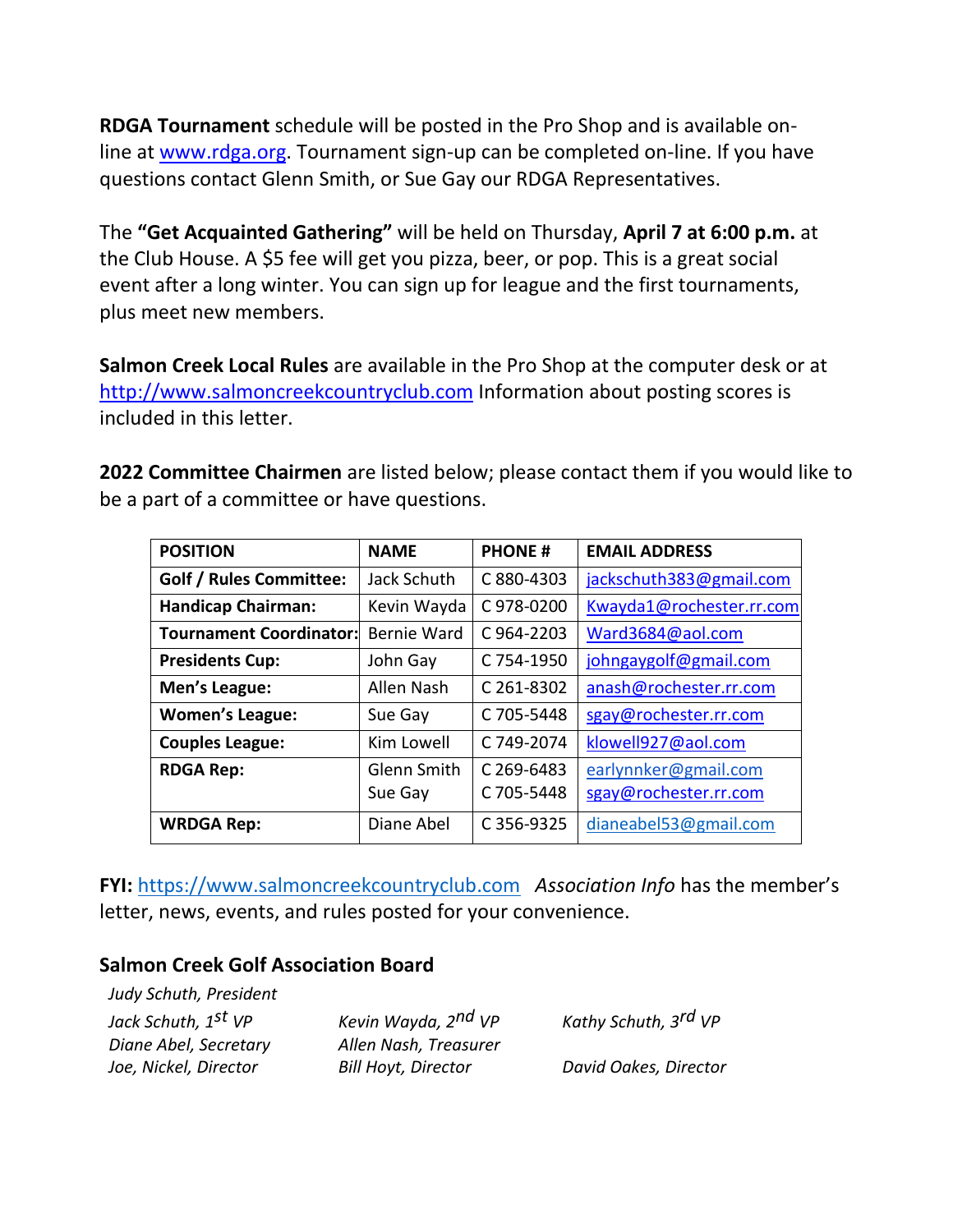**RDGA Tournament** schedule will be posted in the Pro Shop and is available on-line at www.rdga.org. Tournament sign-up can be completed on-line. If you have questions contact Glenn Smith, or Sue Gay our RDGA Representatives.

The **"Get Acquainted Gathering"** will be held on Thursday, **April 7 at 6:00 p.m.** at the Club House. A $5 fee will get you pizza, beer, or pop. This is a great social event after a long winter. You can sign up for league and the first tournaments, plus meet new members.

**Salmon Creek Local Rules** are available in the Pro Shop at the computer desk or at http://www.salmoncreekcountryclub.com Information about posting scores is included in this letter.

**2022 Committee Chairmen** are listed below; please contact them if you would like to be a part of a committee or have questions.

| POSITION | NAME | PHONE # | EMAIL ADDRESS |
|---|---|---|---|
| **Golf / Rules Committee:** | Jack Schuth | C 880-4303 | jackschuth383@gmail.com |
| **Handicap Chairman:** | Kevin Wayda | C 978-0200 | Kwayda1@rochester.rr.com |
| **Tournament Coordinator:** | Bernie Ward | C 964-2203 | Ward3684@aol.com |
| **Presidents Cup:** | John Gay | C 754-1950 | johngaygolf@gmail.com |
| **Men's League:** | Allen Nash | C 261-8302 | anash@rochester.rr.com |
| **Women's League:** | Sue Gay | C 705-5448 | sgay@rochester.rr.com |
| **Couples League:** | Kim Lowell | C 749-2074 | klowell927@aol.com |
| **RDGA Rep:** | Glenn Smith<br>Sue Gay | C 269-6483<br>C 705-5448 | earlynnker@gmail.com<br>sgay@rochester.rr.com |
| **WRDGA Rep:** | Diane Abel | C 356-9325 | dianeabel53@gmail.com |

**FYI:** https://www.salmoncreekcountryclub.com *Association Info* has the member's letter, news, events, and rules posted for your convenience.

### Salmon Creek Golf Association Board

*Judy Schuth, President*

*Jack Schuth, 1st VP* — *Kevin Wayda, 2nd VP* — *Kathy Schuth, 3rd VP*

*Diane Abel, Secretary* — *Allen Nash, Treasurer*

*Joe, Nickel, Director* — *Bill Hoyt, Director* — *David Oakes, Director*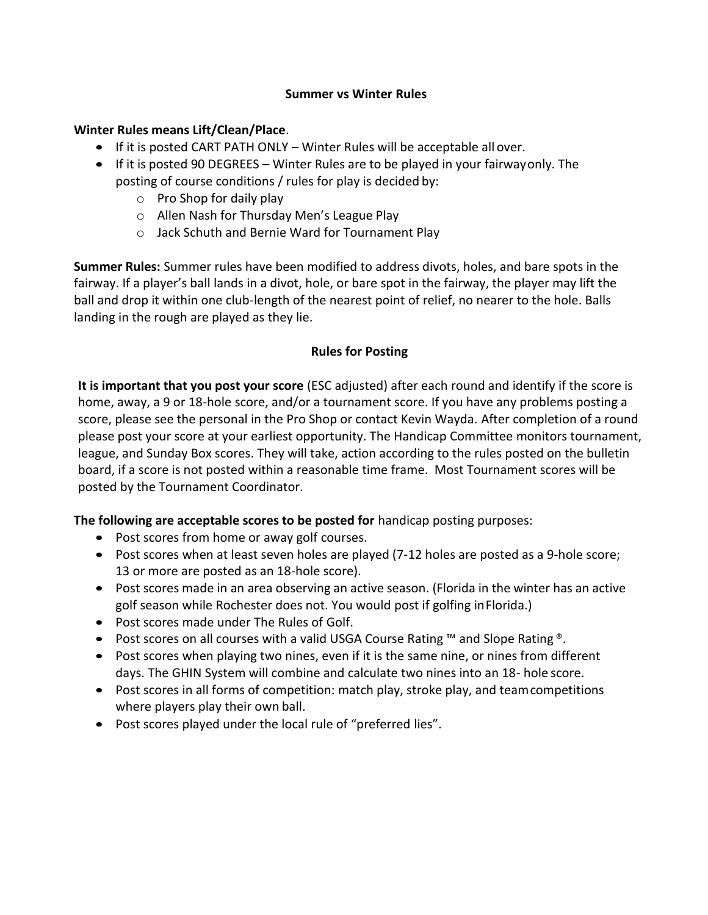## Summer vs Winter Rules

**Winter Rules means Lift/Clean/Place**.

- If it is posted CART PATH ONLY – Winter Rules will be acceptable all over.
- If it is posted 90 DEGREES – Winter Rules are to be played in your fairway only. The posting of course conditions / rules for play is decided by:
  - Pro Shop for daily play
  - Allen Nash for Thursday Men's League Play
  - Jack Schuth and Bernie Ward for Tournament Play

**Summer Rules:** Summer rules have been modified to address divots, holes, and bare spots in the fairway. If a player's ball lands in a divot, hole, or bare spot in the fairway, the player may lift the ball and drop it within one club-length of the nearest point of relief, no nearer to the hole. Balls landing in the rough are played as they lie.

## Rules for Posting

**It is important that you post your score** (ESC adjusted) after each round and identify if the score is home, away, a 9 or 18-hole score, and/or a tournament score. If you have any problems posting a score, please see the personal in the Pro Shop or contact Kevin Wayda. After completion of a round please post your score at your earliest opportunity. The Handicap Committee monitors tournament, league, and Sunday Box scores. They will take, action according to the rules posted on the bulletin board, if a score is not posted within a reasonable time frame. Most Tournament scores will be posted by the Tournament Coordinator.

**The following are acceptable scores to be posted for** handicap posting purposes:

- Post scores from home or away golf courses.
- Post scores when at least seven holes are played (7-12 holes are posted as a 9-hole score; 13 or more are posted as an 18-hole score).
- Post scores made in an area observing an active season. (Florida in the winter has an active golf season while Rochester does not. You would post if golfing in Florida.)
- Post scores made under The Rules of Golf.
- Post scores on all courses with a valid USGA Course Rating ™ and Slope Rating ®.
- Post scores when playing two nines, even if it is the same nine, or nines from different days. The GHIN System will combine and calculate two nines into an 18- hole score.
- Post scores in all forms of competition: match play, stroke play, and team competitions where players play their own ball.
- Post scores played under the local rule of "preferred lies".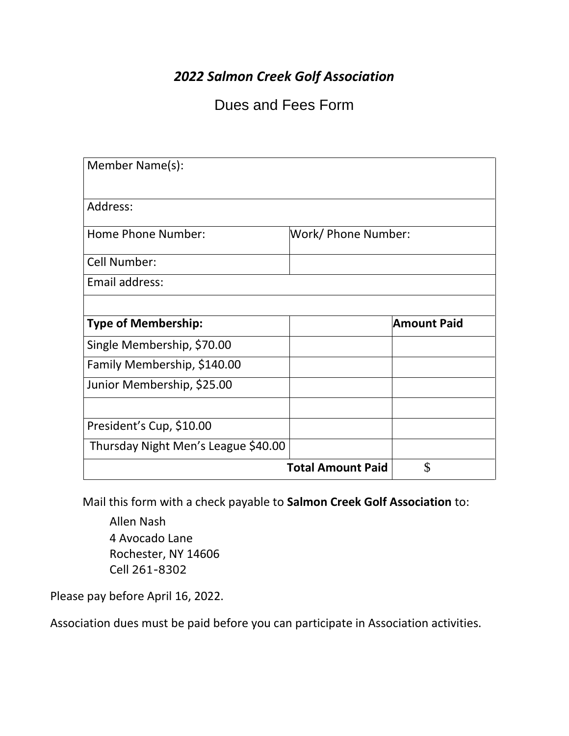## *2022 Salmon Creek Golf Association*

Dues and Fees Form

| | | |
|---|---|---|
| Member Name(s): | | |
| Address: | | |
| Home Phone Number: | Work/ Phone Number: | |
| Cell Number: | | |
| Email address: | | |
| | | |
| **Type of Membership:** | | **Amount Paid** |
| Single Membership, $70.00 | | |
| Family Membership, $140.00 | | |
| Junior Membership, $25.00 | | |
| | | |
| President's Cup, $10.00 | | |
| Thursday Night Men's League $40.00 | | |
| | **Total Amount Paid** | $ |

Mail this form with a check payable to **Salmon Creek Golf Association** to:

Allen Nash
4 Avocado Lane
Rochester, NY 14606
Cell 261-8302

Please pay before April 16, 2022.

Association dues must be paid before you can participate in Association activities.